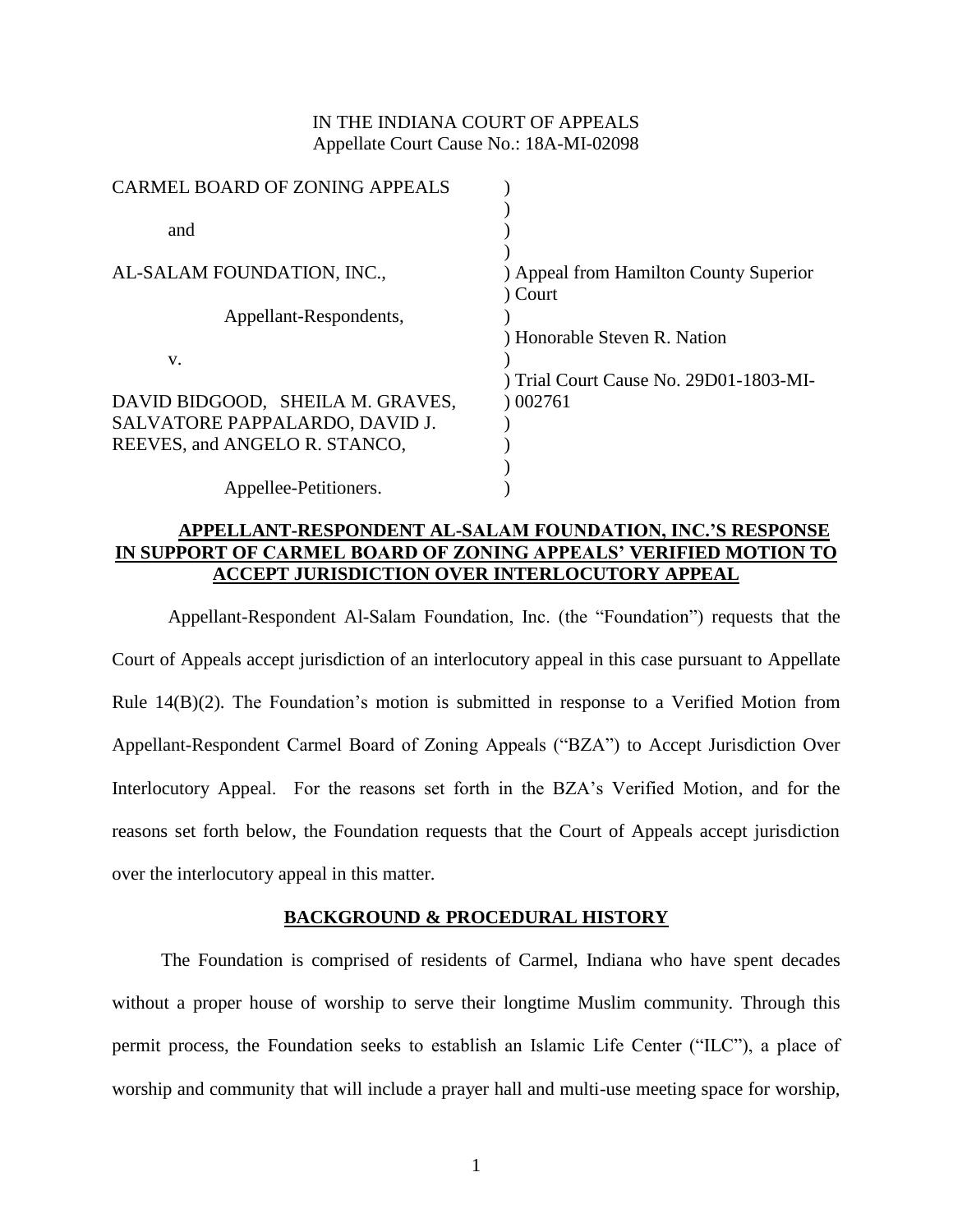IN THE INDIANA COURT OF APPEALS
Appellate Court Cause No.: 18A-MI-02098

| | |
|---|---|
| CARMEL BOARD OF ZONING APPEALS | ) |
| | ) |
| and | ) |
| | ) |
| AL-SALAM FOUNDATION, INC., | ) Appeal from Hamilton County Superior ) Court |
| Appellant-Respondents, | ) |
| | ) Honorable Steven R. Nation |
| v. | ) |
| | ) Trial Court Cause No. 29D01-1803-MI- |
| DAVID BIDGOOD, SHEILA M. GRAVES, | ) 002761 |
| SALVATORE PAPPALARDO, DAVID J. | ) |
| REEVES, and ANGELO R. STANCO, | ) |
| | ) |
| Appellee-Petitioners. | ) |

**APPELLANT-RESPONDENT AL-SALAM FOUNDATION, INC.'S RESPONSE IN SUPPORT OF CARMEL BOARD OF ZONING APPEALS' VERIFIED MOTION TO ACCEPT JURISDICTION OVER INTERLOCUTORY APPEAL**

Appellant-Respondent Al-Salam Foundation, Inc. (the "Foundation") requests that the Court of Appeals accept jurisdiction of an interlocutory appeal in this case pursuant to Appellate Rule 14(B)(2). The Foundation's motion is submitted in response to a Verified Motion from Appellant-Respondent Carmel Board of Zoning Appeals ("BZA") to Accept Jurisdiction Over Interlocutory Appeal. For the reasons set forth in the BZA's Verified Motion, and for the reasons set forth below, the Foundation requests that the Court of Appeals accept jurisdiction over the interlocutory appeal in this matter.

## BACKGROUND & PROCEDURAL HISTORY

The Foundation is comprised of residents of Carmel, Indiana who have spent decades without a proper house of worship to serve their longtime Muslim community. Through this permit process, the Foundation seeks to establish an Islamic Life Center ("ILC"), a place of worship and community that will include a prayer hall and multi-use meeting space for worship,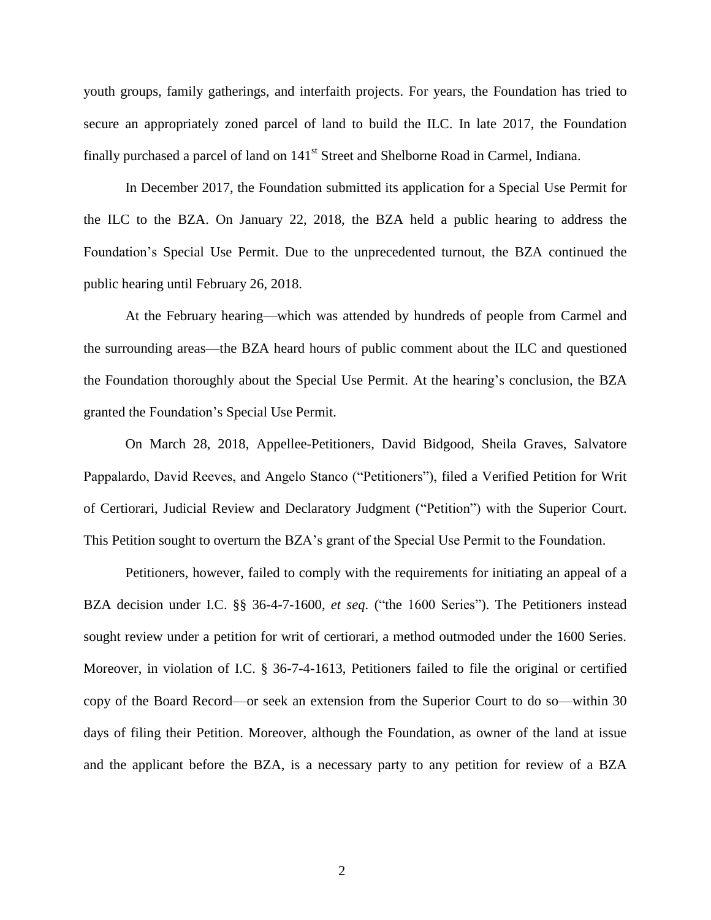youth groups, family gatherings, and interfaith projects. For years, the Foundation has tried to secure an appropriately zoned parcel of land to build the ILC. In late 2017, the Foundation finally purchased a parcel of land on 141st Street and Shelborne Road in Carmel, Indiana.

In December 2017, the Foundation submitted its application for a Special Use Permit for the ILC to the BZA. On January 22, 2018, the BZA held a public hearing to address the Foundation's Special Use Permit. Due to the unprecedented turnout, the BZA continued the public hearing until February 26, 2018.

At the February hearing—which was attended by hundreds of people from Carmel and the surrounding areas—the BZA heard hours of public comment about the ILC and questioned the Foundation thoroughly about the Special Use Permit. At the hearing's conclusion, the BZA granted the Foundation's Special Use Permit.

On March 28, 2018, Appellee-Petitioners, David Bidgood, Sheila Graves, Salvatore Pappalardo, David Reeves, and Angelo Stanco ("Petitioners"), filed a Verified Petition for Writ of Certiorari, Judicial Review and Declaratory Judgment ("Petition") with the Superior Court. This Petition sought to overturn the BZA's grant of the Special Use Permit to the Foundation.

Petitioners, however, failed to comply with the requirements for initiating an appeal of a BZA decision under I.C. §§ 36-4-7-1600, *et seq.* ("the 1600 Series"). The Petitioners instead sought review under a petition for writ of certiorari, a method outmoded under the 1600 Series. Moreover, in violation of I.C. § 36-7-4-1613, Petitioners failed to file the original or certified copy of the Board Record—or seek an extension from the Superior Court to do so—within 30 days of filing their Petition. Moreover, although the Foundation, as owner of the land at issue and the applicant before the BZA, is a necessary party to any petition for review of a BZA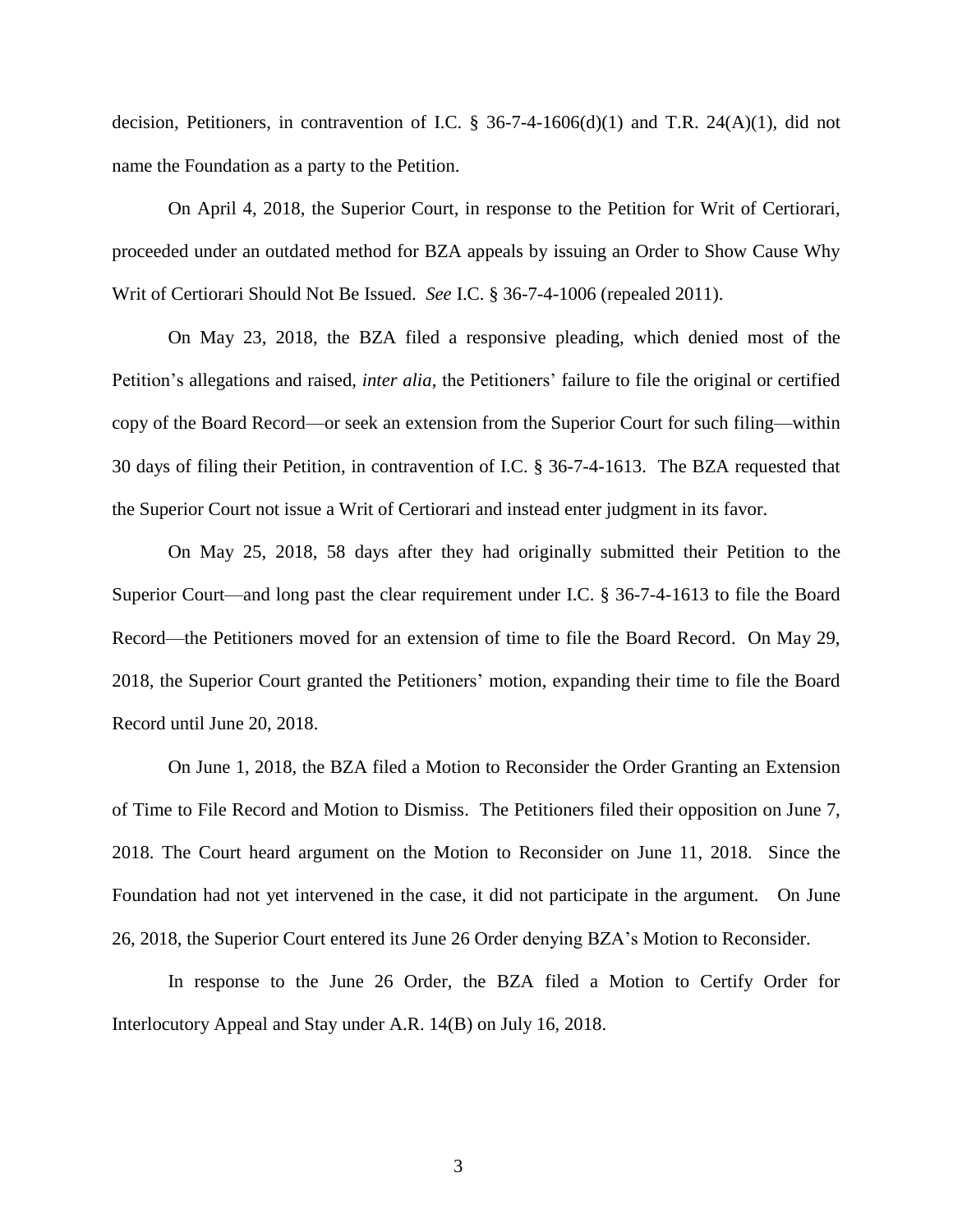decision, Petitioners, in contravention of I.C. § 36-7-4-1606(d)(1) and T.R. 24(A)(1), did not name the Foundation as a party to the Petition.

On April 4, 2018, the Superior Court, in response to the Petition for Writ of Certiorari, proceeded under an outdated method for BZA appeals by issuing an Order to Show Cause Why Writ of Certiorari Should Not Be Issued. *See* I.C. § 36-7-4-1006 (repealed 2011).

On May 23, 2018, the BZA filed a responsive pleading, which denied most of the Petition's allegations and raised, *inter alia*, the Petitioners' failure to file the original or certified copy of the Board Record—or seek an extension from the Superior Court for such filing—within 30 days of filing their Petition, in contravention of I.C. § 36-7-4-1613. The BZA requested that the Superior Court not issue a Writ of Certiorari and instead enter judgment in its favor.

On May 25, 2018, 58 days after they had originally submitted their Petition to the Superior Court—and long past the clear requirement under I.C. § 36-7-4-1613 to file the Board Record—the Petitioners moved for an extension of time to file the Board Record. On May 29, 2018, the Superior Court granted the Petitioners' motion, expanding their time to file the Board Record until June 20, 2018.

On June 1, 2018, the BZA filed a Motion to Reconsider the Order Granting an Extension of Time to File Record and Motion to Dismiss. The Petitioners filed their opposition on June 7, 2018. The Court heard argument on the Motion to Reconsider on June 11, 2018. Since the Foundation had not yet intervened in the case, it did not participate in the argument. On June 26, 2018, the Superior Court entered its June 26 Order denying BZA's Motion to Reconsider.

In response to the June 26 Order, the BZA filed a Motion to Certify Order for Interlocutory Appeal and Stay under A.R. 14(B) on July 16, 2018.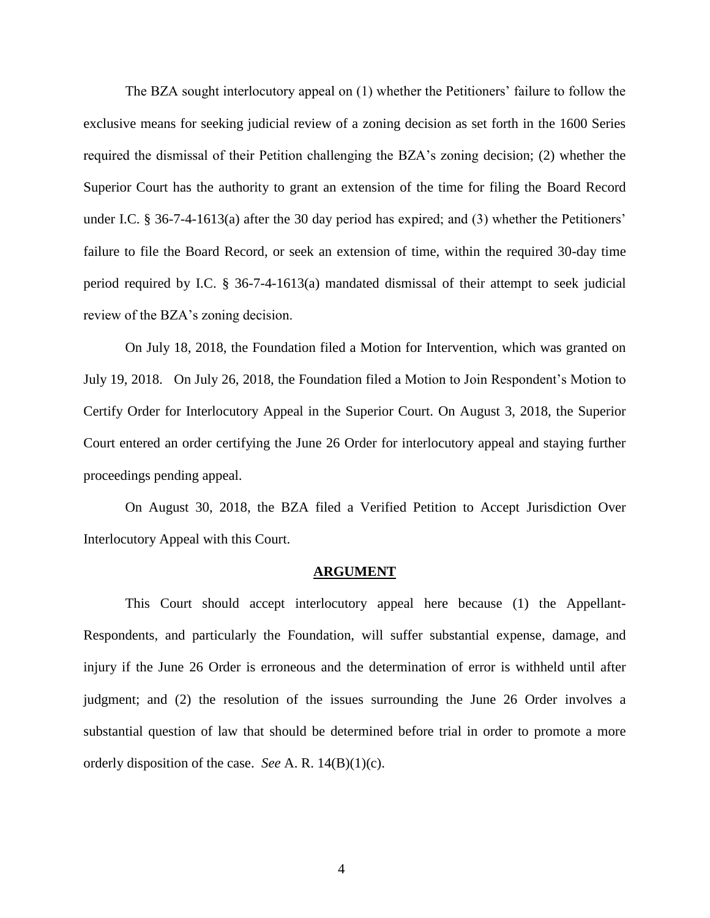The BZA sought interlocutory appeal on (1) whether the Petitioners' failure to follow the exclusive means for seeking judicial review of a zoning decision as set forth in the 1600 Series required the dismissal of their Petition challenging the BZA's zoning decision; (2) whether the Superior Court has the authority to grant an extension of the time for filing the Board Record under I.C. § 36-7-4-1613(a) after the 30 day period has expired; and (3) whether the Petitioners' failure to file the Board Record, or seek an extension of time, within the required 30-day time period required by I.C. § 36-7-4-1613(a) mandated dismissal of their attempt to seek judicial review of the BZA's zoning decision.

On July 18, 2018, the Foundation filed a Motion for Intervention, which was granted on July 19, 2018. On July 26, 2018, the Foundation filed a Motion to Join Respondent's Motion to Certify Order for Interlocutory Appeal in the Superior Court. On August 3, 2018, the Superior Court entered an order certifying the June 26 Order for interlocutory appeal and staying further proceedings pending appeal.

On August 30, 2018, the BZA filed a Verified Petition to Accept Jurisdiction Over Interlocutory Appeal with this Court.

## ARGUMENT

This Court should accept interlocutory appeal here because (1) the Appellant-Respondents, and particularly the Foundation, will suffer substantial expense, damage, and injury if the June 26 Order is erroneous and the determination of error is withheld until after judgment; and (2) the resolution of the issues surrounding the June 26 Order involves a substantial question of law that should be determined before trial in order to promote a more orderly disposition of the case. *See* A. R. 14(B)(1)(c).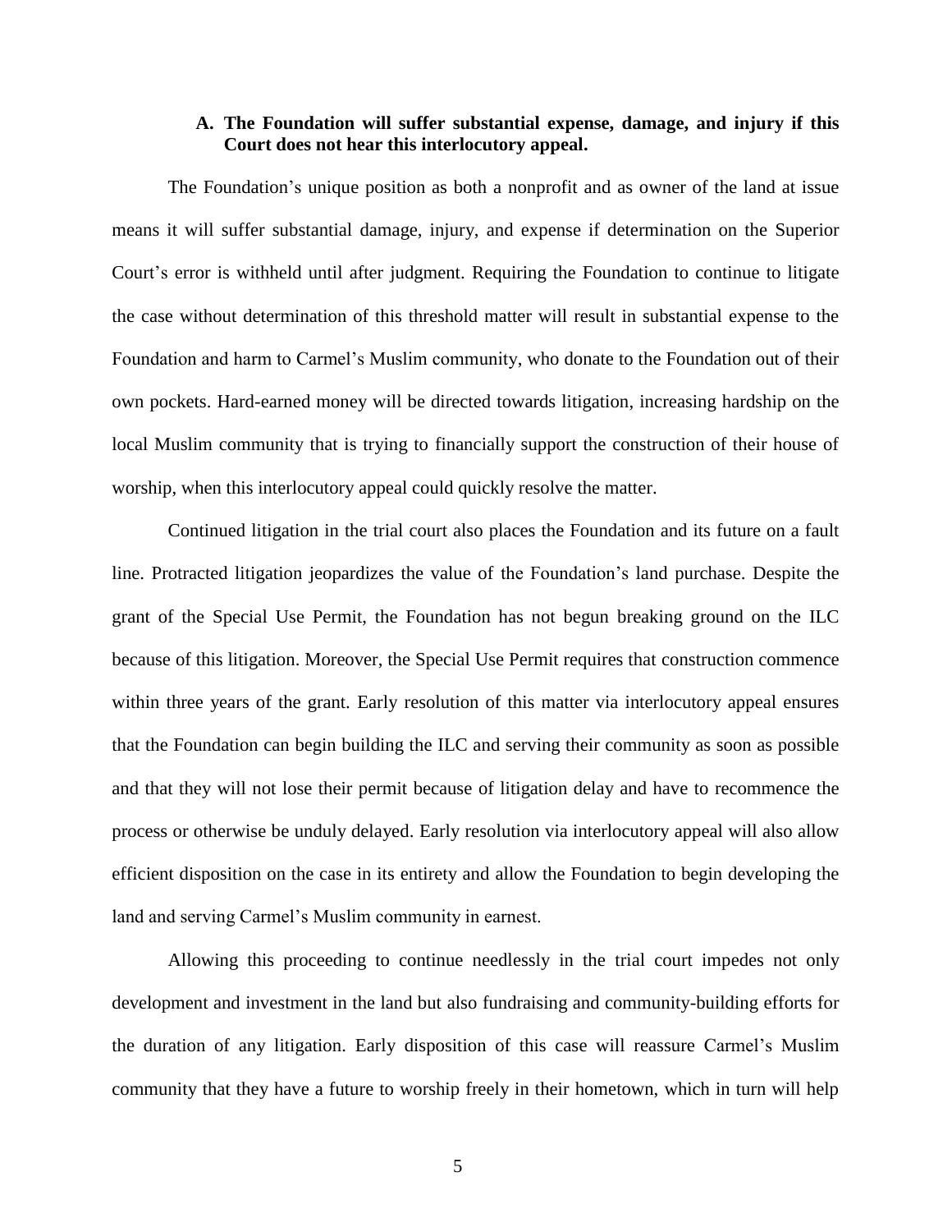### A. The Foundation will suffer substantial expense, damage, and injury if this Court does not hear this interlocutory appeal.

The Foundation's unique position as both a nonprofit and as owner of the land at issue means it will suffer substantial damage, injury, and expense if determination on the Superior Court's error is withheld until after judgment. Requiring the Foundation to continue to litigate the case without determination of this threshold matter will result in substantial expense to the Foundation and harm to Carmel's Muslim community, who donate to the Foundation out of their own pockets. Hard-earned money will be directed towards litigation, increasing hardship on the local Muslim community that is trying to financially support the construction of their house of worship, when this interlocutory appeal could quickly resolve the matter.

Continued litigation in the trial court also places the Foundation and its future on a fault line. Protracted litigation jeopardizes the value of the Foundation's land purchase. Despite the grant of the Special Use Permit, the Foundation has not begun breaking ground on the ILC because of this litigation. Moreover, the Special Use Permit requires that construction commence within three years of the grant. Early resolution of this matter via interlocutory appeal ensures that the Foundation can begin building the ILC and serving their community as soon as possible and that they will not lose their permit because of litigation delay and have to recommence the process or otherwise be unduly delayed. Early resolution via interlocutory appeal will also allow efficient disposition on the case in its entirety and allow the Foundation to begin developing the land and serving Carmel's Muslim community in earnest.

Allowing this proceeding to continue needlessly in the trial court impedes not only development and investment in the land but also fundraising and community-building efforts for the duration of any litigation. Early disposition of this case will reassure Carmel's Muslim community that they have a future to worship freely in their hometown, which in turn will help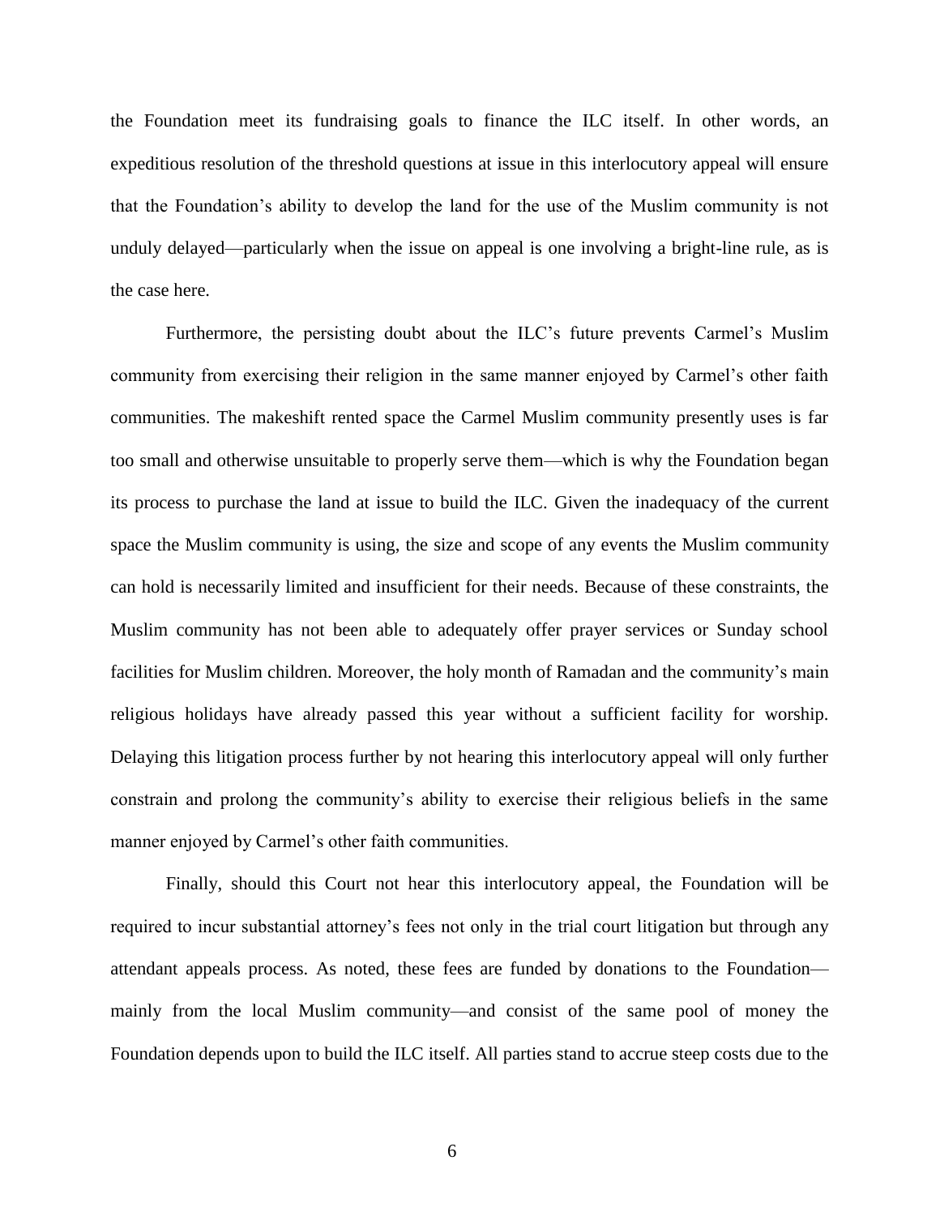the Foundation meet its fundraising goals to finance the ILC itself. In other words, an expeditious resolution of the threshold questions at issue in this interlocutory appeal will ensure that the Foundation's ability to develop the land for the use of the Muslim community is not unduly delayed—particularly when the issue on appeal is one involving a bright-line rule, as is the case here.

Furthermore, the persisting doubt about the ILC's future prevents Carmel's Muslim community from exercising their religion in the same manner enjoyed by Carmel's other faith communities. The makeshift rented space the Carmel Muslim community presently uses is far too small and otherwise unsuitable to properly serve them—which is why the Foundation began its process to purchase the land at issue to build the ILC. Given the inadequacy of the current space the Muslim community is using, the size and scope of any events the Muslim community can hold is necessarily limited and insufficient for their needs. Because of these constraints, the Muslim community has not been able to adequately offer prayer services or Sunday school facilities for Muslim children. Moreover, the holy month of Ramadan and the community's main religious holidays have already passed this year without a sufficient facility for worship. Delaying this litigation process further by not hearing this interlocutory appeal will only further constrain and prolong the community's ability to exercise their religious beliefs in the same manner enjoyed by Carmel's other faith communities.

Finally, should this Court not hear this interlocutory appeal, the Foundation will be required to incur substantial attorney's fees not only in the trial court litigation but through any attendant appeals process. As noted, these fees are funded by donations to the Foundation—mainly from the local Muslim community—and consist of the same pool of money the Foundation depends upon to build the ILC itself. All parties stand to accrue steep costs due to the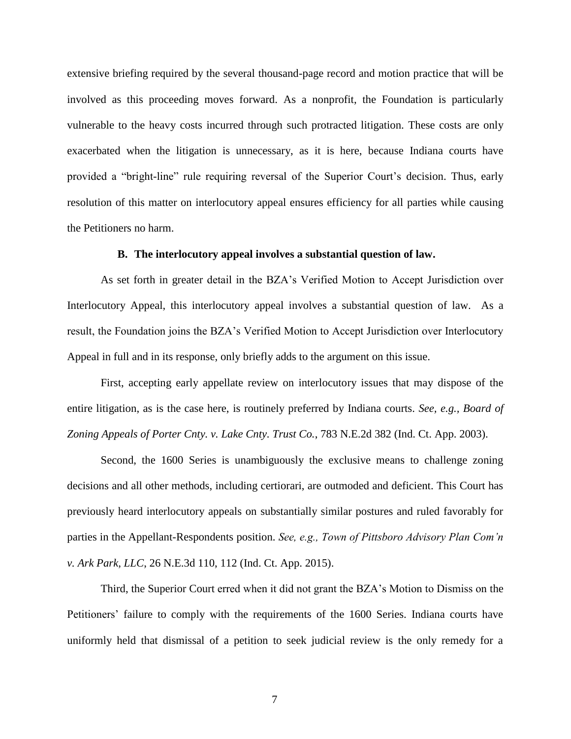extensive briefing required by the several thousand-page record and motion practice that will be involved as this proceeding moves forward. As a nonprofit, the Foundation is particularly vulnerable to the heavy costs incurred through such protracted litigation. These costs are only exacerbated when the litigation is unnecessary, as it is here, because Indiana courts have provided a "bright-line" rule requiring reversal of the Superior Court's decision. Thus, early resolution of this matter on interlocutory appeal ensures efficiency for all parties while causing the Petitioners no harm.

### B. The interlocutory appeal involves a substantial question of law.

As set forth in greater detail in the BZA's Verified Motion to Accept Jurisdiction over Interlocutory Appeal, this interlocutory appeal involves a substantial question of law. As a result, the Foundation joins the BZA's Verified Motion to Accept Jurisdiction over Interlocutory Appeal in full and in its response, only briefly adds to the argument on this issue.

First, accepting early appellate review on interlocutory issues that may dispose of the entire litigation, as is the case here, is routinely preferred by Indiana courts. *See, e.g., Board of Zoning Appeals of Porter Cnty. v. Lake Cnty. Trust Co.*, 783 N.E.2d 382 (Ind. Ct. App. 2003).

Second, the 1600 Series is unambiguously the exclusive means to challenge zoning decisions and all other methods, including certiorari, are outmoded and deficient. This Court has previously heard interlocutory appeals on substantially similar postures and ruled favorably for parties in the Appellant-Respondents position. *See, e.g., Town of Pittsboro Advisory Plan Com'n v. Ark Park, LLC*, 26 N.E.3d 110, 112 (Ind. Ct. App. 2015).

Third, the Superior Court erred when it did not grant the BZA's Motion to Dismiss on the Petitioners' failure to comply with the requirements of the 1600 Series. Indiana courts have uniformly held that dismissal of a petition to seek judicial review is the only remedy for a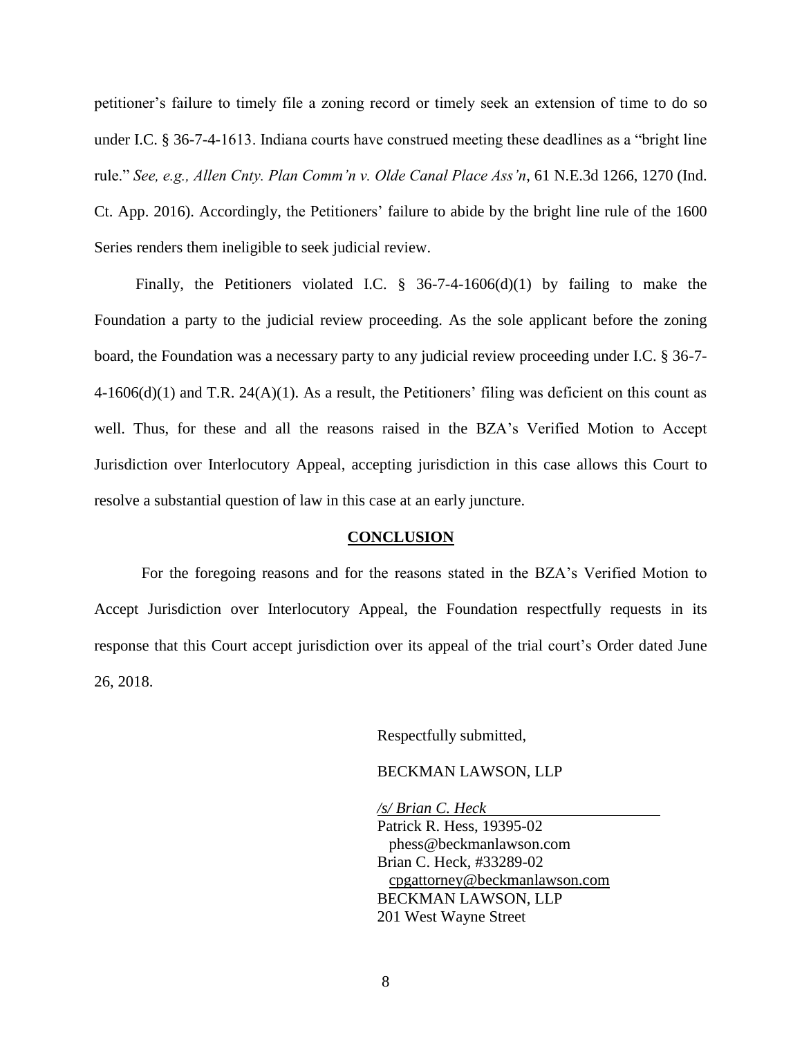petitioner's failure to timely file a zoning record or timely seek an extension of time to do so under I.C. § 36-7-4-1613. Indiana courts have construed meeting these deadlines as a "bright line rule." *See, e.g., Allen Cnty. Plan Comm'n v. Olde Canal Place Ass'n*, 61 N.E.3d 1266, 1270 (Ind. Ct. App. 2016). Accordingly, the Petitioners' failure to abide by the bright line rule of the 1600 Series renders them ineligible to seek judicial review.

Finally, the Petitioners violated I.C. § 36-7-4-1606(d)(1) by failing to make the Foundation a party to the judicial review proceeding. As the sole applicant before the zoning board, the Foundation was a necessary party to any judicial review proceeding under I.C. § 36-7-4-1606(d)(1) and T.R. 24(A)(1). As a result, the Petitioners' filing was deficient on this count as well. Thus, for these and all the reasons raised in the BZA's Verified Motion to Accept Jurisdiction over Interlocutory Appeal, accepting jurisdiction in this case allows this Court to resolve a substantial question of law in this case at an early juncture.

## CONCLUSION

For the foregoing reasons and for the reasons stated in the BZA's Verified Motion to Accept Jurisdiction over Interlocutory Appeal, the Foundation respectfully requests in its response that this Court accept jurisdiction over its appeal of the trial court's Order dated June 26, 2018.

Respectfully submitted,

BECKMAN LAWSON, LLP

*/s/ Brian C. Heck*
Patrick R. Hess, 19395-02
phess@beckmanlawson.com
Brian C. Heck, #33289-02
cpgattorney@beckmanlawson.com
BECKMAN LAWSON, LLP
201 West Wayne Street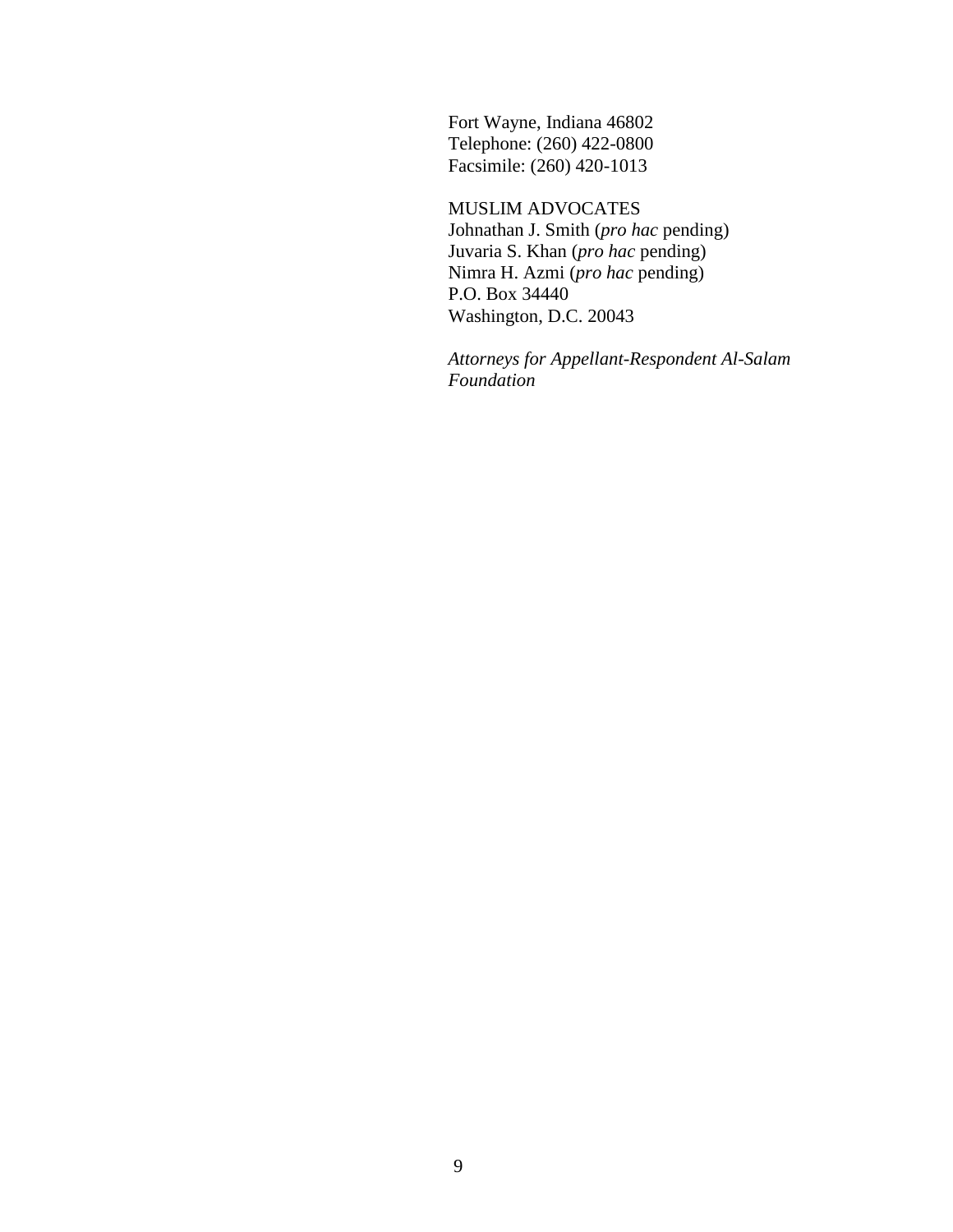Fort Wayne, Indiana 46802
Telephone: (260) 422-0800
Facsimile: (260) 420-1013

MUSLIM ADVOCATES
Johnathan J. Smith (*pro hac* pending)
Juvaria S. Khan (*pro hac* pending)
Nimra H. Azmi (*pro hac* pending)
P.O. Box 34440
Washington, D.C. 20043

*Attorneys for Appellant-Respondent Al-Salam Foundation*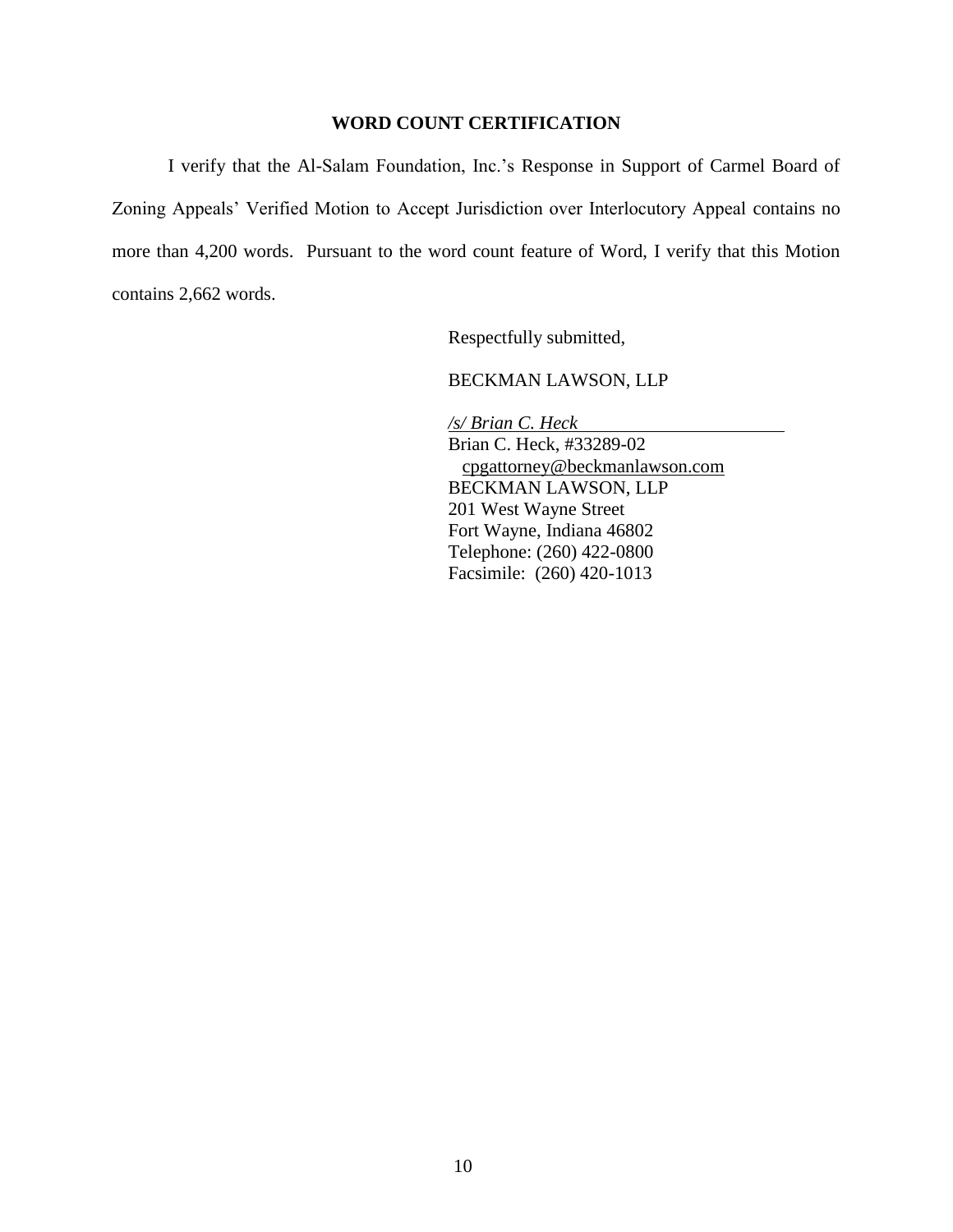## WORD COUNT CERTIFICATION

I verify that the Al-Salam Foundation, Inc.'s Response in Support of Carmel Board of Zoning Appeals' Verified Motion to Accept Jurisdiction over Interlocutory Appeal contains no more than 4,200 words. Pursuant to the word count feature of Word, I verify that this Motion contains 2,662 words.

Respectfully submitted,

BECKMAN LAWSON, LLP

*/s/ Brian C. Heck*

Brian C. Heck, #33289-02
cpgattorney@beckmanlawson.com
BECKMAN LAWSON, LLP
201 West Wayne Street
Fort Wayne, Indiana 46802
Telephone: (260) 422-0800
Facsimile: (260) 420-1013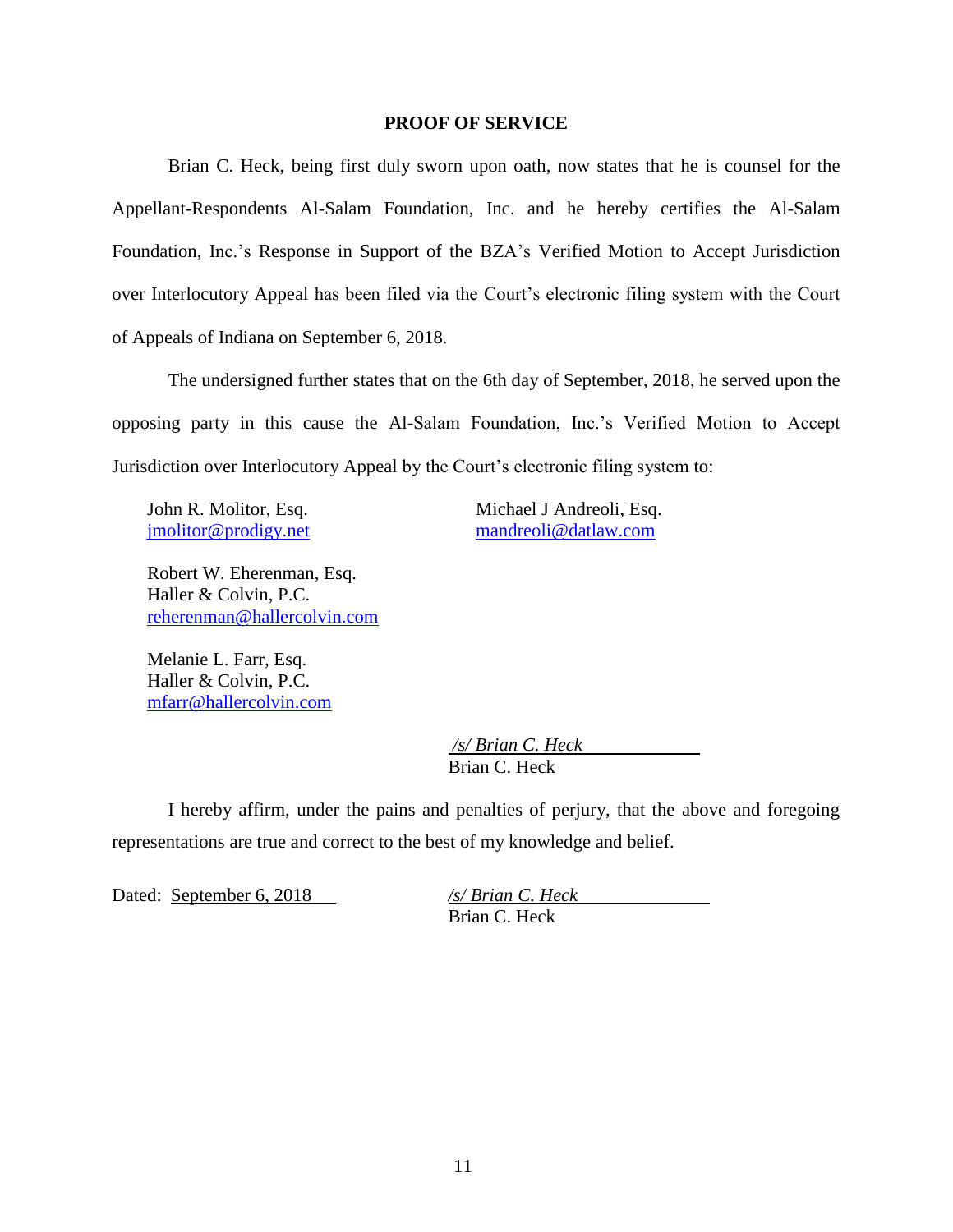## PROOF OF SERVICE

Brian C. Heck, being first duly sworn upon oath, now states that he is counsel for the Appellant-Respondents Al-Salam Foundation, Inc. and he hereby certifies the Al-Salam Foundation, Inc.'s Response in Support of the BZA's Verified Motion to Accept Jurisdiction over Interlocutory Appeal has been filed via the Court's electronic filing system with the Court of Appeals of Indiana on September 6, 2018.

The undersigned further states that on the 6th day of September, 2018, he served upon the opposing party in this cause the Al-Salam Foundation, Inc.'s Verified Motion to Accept Jurisdiction over Interlocutory Appeal by the Court's electronic filing system to:

John R. Molitor, Esq.
jmolitor@prodigy.net

Michael J Andreoli, Esq.
mandreoli@datlaw.com

Robert W. Eherenman, Esq.
Haller & Colvin, P.C.
reherenman@hallercolvin.com

Melanie L. Farr, Esq.
Haller & Colvin, P.C.
mfarr@hallercolvin.com

*/s/ Brian C. Heck*
Brian C. Heck

I hereby affirm, under the pains and penalties of perjury, that the above and foregoing representations are true and correct to the best of my knowledge and belief.

Dated: September 6, 2018

*/s/ Brian C. Heck*
Brian C. Heck